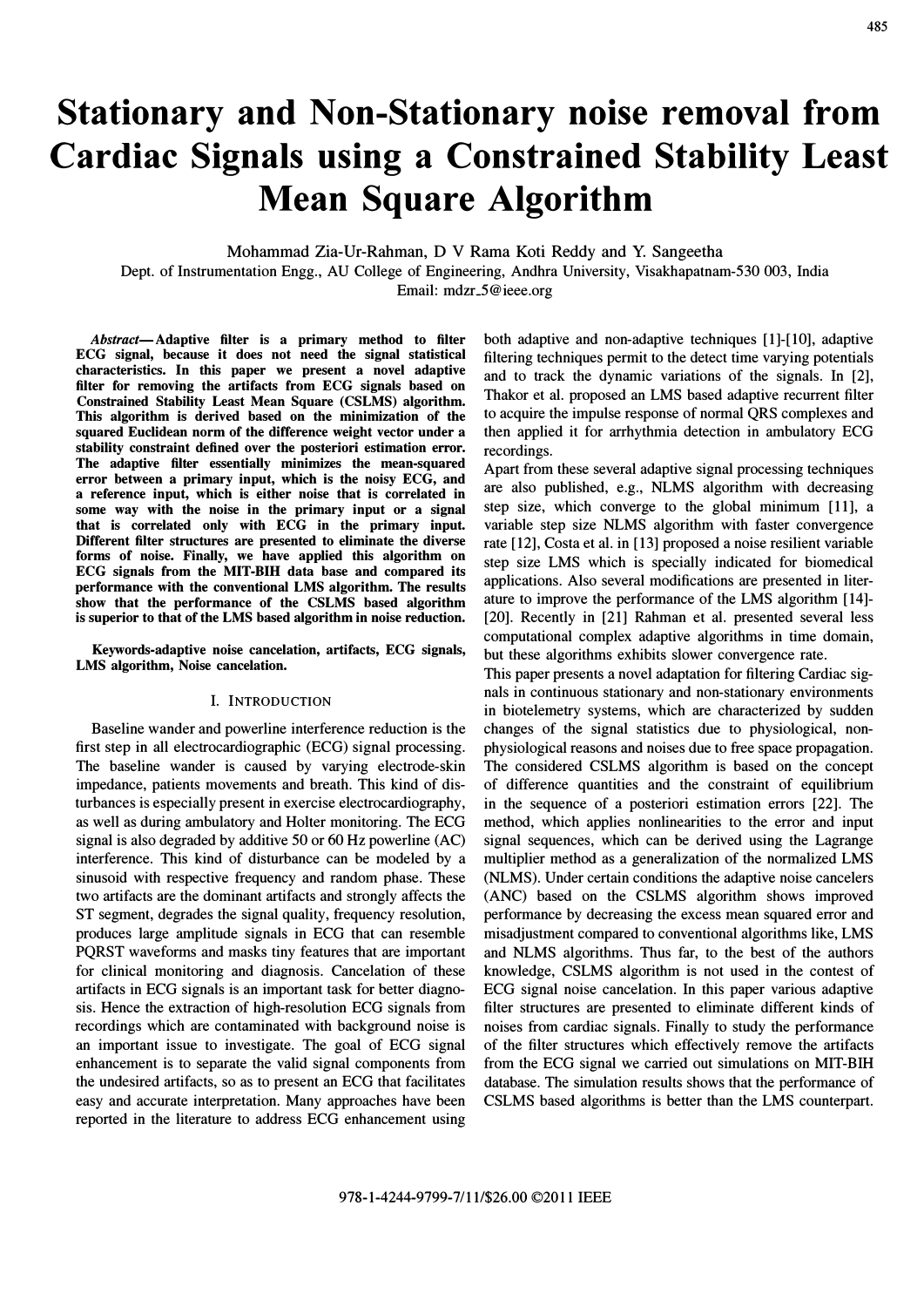# Stationary and Non-Stationary noise removal from Cardiac Signals using a Constrained Stability Least Mean Square Algorithm

Mohammad Zia-Ur-Rahman, D V Rama Koti Reddy and Y. Sangeetha

Dept. of Instrumentation Engg., AU College of Engineering, Andhra University, Visakhapatnam-530 003, India

Email: mdzr_5@ieee.org

***Abstract*— Adaptive filter is a primary method to filter ECG signal, because it does not need the signal statistical characteristics. In this paper we present a novel adaptive filter for removing the artifacts from ECG signals based on Constrained Stability Least Mean Square (CSLMS) algorithm. This algorithm is derived based on the minimization of the squared Euclidean norm of the difference weight vector under a stability constraint defined over the posteriori estimation error. The adaptive filter essentially minimizes the mean-squared error between a primary input, which is the noisy ECG, and a reference input, which is either noise that is correlated in some way with the noise in the primary input or a signal that is correlated only with ECG in the primary input. Different filter structures are presented to eliminate the diverse forms of noise. Finally, we have applied this algorithm on ECG signals from the MIT-BIH data base and compared its performance with the conventional LMS algorithm. The results show that the performance of the CSLMS based algorithm is superior to that of the LMS based algorithm in noise reduction.**

**Keywords-adaptive noise cancelation, artifacts, ECG signals, LMS algorithm, Noise cancelation.**

## I. Introduction

Baseline wander and powerline interference reduction is the first step in all electrocardiographic (ECG) signal processing. The baseline wander is caused by varying electrode-skin impedance, patients movements and breath. This kind of disturbances is especially present in exercise electrocardiography, as well as during ambulatory and Holter monitoring. The ECG signal is also degraded by additive 50 or 60 Hz powerline (AC) interference. This kind of disturbance can be modeled by a sinusoid with respective frequency and random phase. These two artifacts are the dominant artifacts and strongly affects the ST segment, degrades the signal quality, frequency resolution, produces large amplitude signals in ECG that can resemble PQRST waveforms and masks tiny features that are important for clinical monitoring and diagnosis. Cancelation of these artifacts in ECG signals is an important task for better diagnosis. Hence the extraction of high-resolution ECG signals from recordings which are contaminated with background noise is an important issue to investigate. The goal of ECG signal enhancement is to separate the valid signal components from the undesired artifacts, so as to present an ECG that facilitates easy and accurate interpretation. Many approaches have been reported in the literature to address ECG enhancement using both adaptive and non-adaptive techniques [1]-[10], adaptive filtering techniques permit to the detect time varying potentials and to track the dynamic variations of the signals. In [2], Thakor et al. proposed an LMS based adaptive recurrent filter to acquire the impulse response of normal QRS complexes and then applied it for arrhythmia detection in ambulatory ECG recordings.

Apart from these several adaptive signal processing techniques are also published, e.g., NLMS algorithm with decreasing step size, which converge to the global minimum [11], a variable step size NLMS algorithm with faster convergence rate [12], Costa et al. in [13] proposed a noise resilient variable step size LMS which is specially indicated for biomedical applications. Also several modifications are presented in literature to improve the performance of the LMS algorithm [14]-[20]. Recently in [21] Rahman et al. presented several less computational complex adaptive algorithms in time domain, but these algorithms exhibits slower convergence rate.

This paper presents a novel adaptation for filtering Cardiac signals in continuous stationary and non-stationary environments in biotelemetry systems, which are characterized by sudden changes of the signal statistics due to physiological, non-physiological reasons and noises due to free space propagation. The considered CSLMS algorithm is based on the concept of difference quantities and the constraint of equilibrium in the sequence of a posteriori estimation errors [22]. The method, which applies nonlinearities to the error and input signal sequences, which can be derived using the Lagrange multiplier method as a generalization of the normalized LMS (NLMS). Under certain conditions the adaptive noise cancelers (ANC) based on the CSLMS algorithm shows improved performance by decreasing the excess mean squared error and misadjustment compared to conventional algorithms like, LMS and NLMS algorithms. Thus far, to the best of the authors knowledge, CSLMS algorithm is not used in the contest of ECG signal noise cancelation. In this paper various adaptive filter structures are presented to eliminate different kinds of noises from cardiac signals. Finally to study the performance of the filter structures which effectively remove the artifacts from the ECG signal we carried out simulations on MIT-BIH database. The simulation results shows that the performance of CSLMS based algorithms is better than the LMS counterpart.

978-1-4244-9799-7/11/$26.00 ©2011 IEEE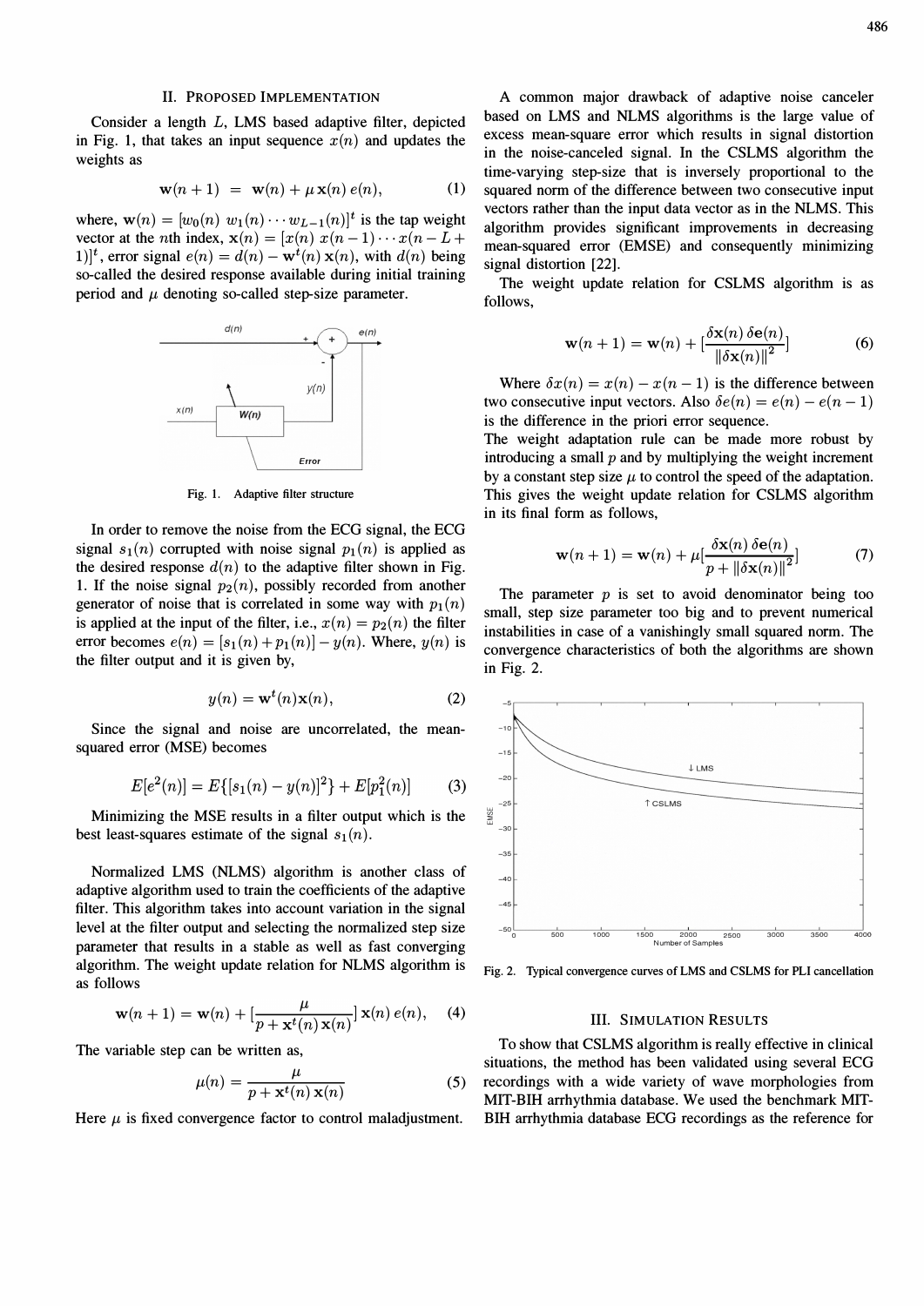## II. Proposed Implementation

Consider a length $L$, LMS based adaptive filter, depicted in Fig. 1, that takes an input sequence $x(n)$ and updates the weights as

$$\mathbf{w}(n+1) = \mathbf{w}(n) + \mu\,\mathbf{x}(n)\,e(n), \tag{1}$$

where, $\mathbf{w}(n) = [w_0(n)\; w_1(n) \cdots w_{L-1}(n)]^t$ is the tap weight vector at the $n$th index, $\mathbf{x}(n) = [x(n)\; x(n-1) \cdots x(n-L+1)]^t$, error signal $e(n) = d(n) - \mathbf{w}^t(n)\,\mathbf{x}(n)$, with $d(n)$ being so-called the desired response available during initial training period and $\mu$ denoting so-called step-size parameter.

Fig. 1. Adaptive filter structure

In order to remove the noise from the ECG signal, the ECG signal $s_1(n)$ corrupted with noise signal $p_1(n)$ is applied as the desired response $d(n)$ to the adaptive filter shown in Fig. 1. If the noise signal $p_2(n)$, possibly recorded from another generator of noise that is correlated in some way with $p_1(n)$ is applied at the input of the filter, i.e., $x(n) = p_2(n)$ the filter error becomes $e(n) = [s_1(n) + p_1(n)] - y(n)$. Where, $y(n)$ is the filter output and it is given by,

$$y(n) = \mathbf{w}^t(n)\mathbf{x}(n), \tag{2}$$

Since the signal and noise are uncorrelated, the mean-squared error (MSE) becomes

$$E[e^2(n)] = E\{[s_1(n) - y(n)]^2\} + E[p_1^2(n)] \tag{3}$$

Minimizing the MSE results in a filter output which is the best least-squares estimate of the signal $s_1(n)$.

Normalized LMS (NLMS) algorithm is another class of adaptive algorithm used to train the coefficients of the adaptive filter. This algorithm takes into account variation in the signal level at the filter output and selecting the normalized step size parameter that results in a stable as well as fast converging algorithm. The weight update relation for NLMS algorithm is as follows

$$\mathbf{w}(n+1) = \mathbf{w}(n) + [\frac{\mu}{p + \mathbf{x}^t(n)\,\mathbf{x}(n)}]\,\mathbf{x}(n)\,e(n), \tag{4}$$

The variable step can be written as,

$$\mu(n) = \frac{\mu}{p + \mathbf{x}^t(n)\,\mathbf{x}(n)} \tag{5}$$

Here $\mu$ is fixed convergence factor to control maladjustment.

A common major drawback of adaptive noise canceler based on LMS and NLMS algorithms is the large value of excess mean-square error which results in signal distortion in the noise-canceled signal. In the CSLMS algorithm the time-varying step-size that is inversely proportional to the squared norm of the difference between two consecutive input vectors rather than the input data vector as in the NLMS. This algorithm provides significant improvements in decreasing mean-squared error (EMSE) and consequently minimizing signal distortion [22].

The weight update relation for CSLMS algorithm is as follows,

$$\mathbf{w}(n+1) = \mathbf{w}(n) + [\frac{\delta\mathbf{x}(n)\,\delta\mathbf{e}(n)}{\|\delta\mathbf{x}(n)\|^2}] \tag{6}$$

Where $\delta x(n) = x(n) - x(n-1)$ is the difference between two consecutive input vectors. Also $\delta e(n) = e(n) - e(n-1)$ is the difference in the priori error sequence.

The weight adaptation rule can be made more robust by introducing a small $p$ and by multiplying the weight increment by a constant step size $\mu$ to control the speed of the adaptation. This gives the weight update relation for CSLMS algorithm in its final form as follows,

$$\mathbf{w}(n+1) = \mathbf{w}(n) + \mu[\frac{\delta\mathbf{x}(n)\,\delta\mathbf{e}(n)}{p + \|\delta\mathbf{x}(n)\|^2}] \tag{7}$$

The parameter $p$ is set to avoid denominator being too small, step size parameter too big and to prevent numerical instabilities in case of a vanishingly small squared norm. The convergence characteristics of both the algorithms are shown in Fig. 2.

Fig. 2. Typical convergence curves of LMS and CSLMS for PLI cancellation

## III. Simulation Results

To show that CSLMS algorithm is really effective in clinical situations, the method has been validated using several ECG recordings with a wide variety of wave morphologies from MIT-BIH arrhythmia database. We used the benchmark MIT-BIH arrhythmia database ECG recordings as the reference for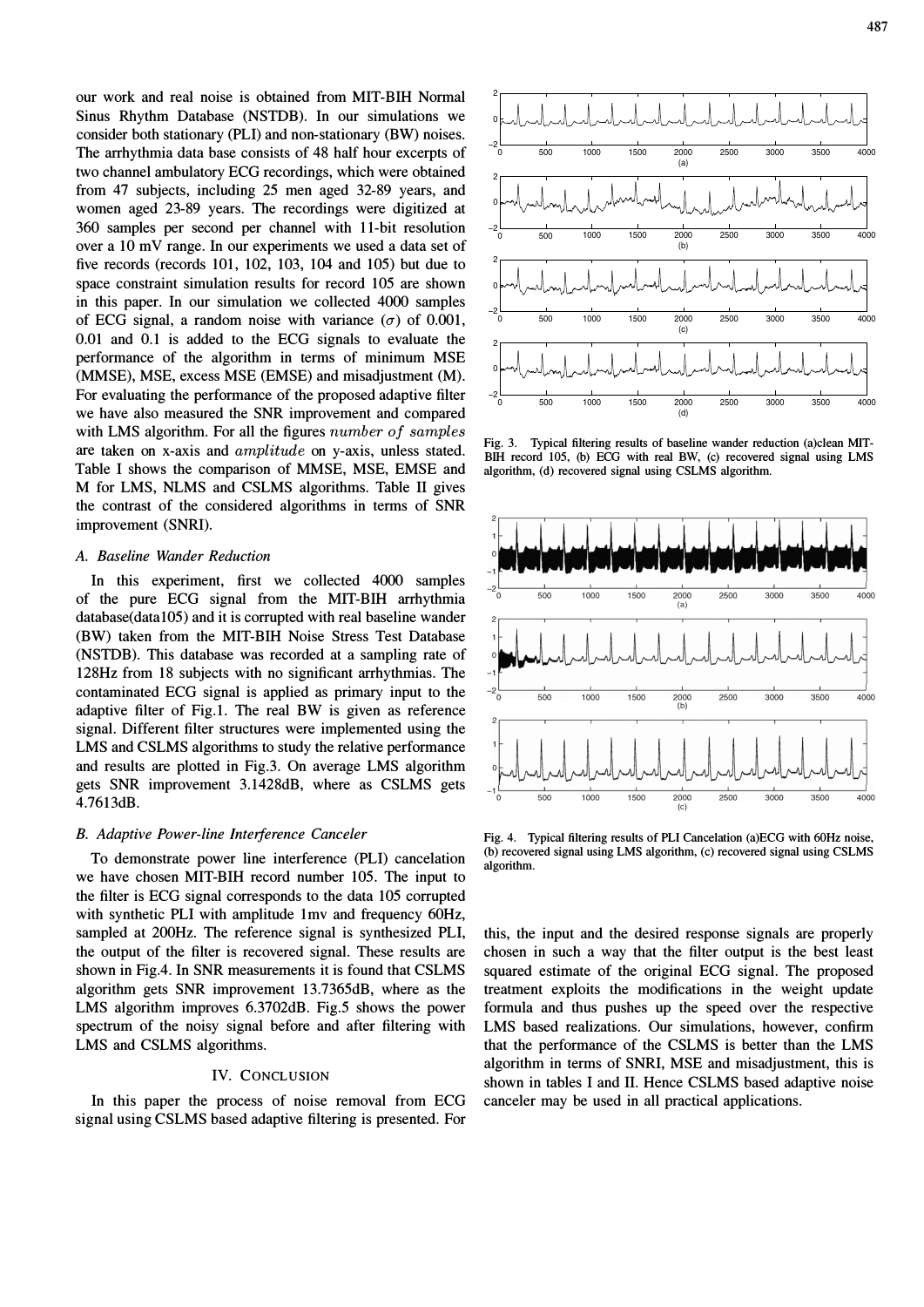our work and real noise is obtained from MIT-BIH Normal Sinus Rhythm Database (NSTDB). In our simulations we consider both stationary (PLI) and non-stationary (BW) noises. The arrhythmia data base consists of 48 half hour excerpts of two channel ambulatory ECG recordings, which were obtained from 47 subjects, including 25 men aged 32-89 years, and women aged 23-89 years. The recordings were digitized at 360 samples per second per channel with 11-bit resolution over a 10 mV range. In our experiments we used a data set of five records (records 101, 102, 103, 104 and 105) but due to space constraint simulation results for record 105 are shown in this paper. In our simulation we collected 4000 samples of ECG signal, a random noise with variance ($\sigma$) of 0.001, 0.01 and 0.1 is added to the ECG signals to evaluate the performance of the algorithm in terms of minimum MSE (MMSE), MSE, excess MSE (EMSE) and misadjustment (M). For evaluating the performance of the proposed adaptive filter we have also measured the SNR improvement and compared with LMS algorithm. For all the figures $number\ of\ samples$ are taken on x-axis and $amplitude$ on y-axis, unless stated. Table I shows the comparison of MMSE, MSE, EMSE and M for LMS, NLMS and CSLMS algorithms. Table II gives the contrast of the considered algorithms in terms of SNR improvement (SNRI).

### A. Baseline Wander Reduction

In this experiment, first we collected 4000 samples of the pure ECG signal from the MIT-BIH arrhythmia database(data105) and it is corrupted with real baseline wander (BW) taken from the MIT-BIH Noise Stress Test Database (NSTDB). This database was recorded at a sampling rate of 128Hz from 18 subjects with no significant arrhythmias. The contaminated ECG signal is applied as primary input to the adaptive filter of Fig.1. The real BW is given as reference signal. Different filter structures were implemented using the LMS and CSLMS algorithms to study the relative performance and results are plotted in Fig.3. On average LMS algorithm gets SNR improvement 3.1428dB, where as CSLMS gets 4.7613dB.

Fig. 3. Typical filtering results of baseline wander reduction (a)clean MIT-BIH record 105, (b) ECG with real BW, (c) recovered signal using LMS algorithm, (d) recovered signal using CSLMS algorithm.

### B. Adaptive Power-line Interference Canceler

To demonstrate power line interference (PLI) cancelation we have chosen MIT-BIH record number 105. The input to the filter is ECG signal corresponds to the data 105 corrupted with synthetic PLI with amplitude 1mv and frequency 60Hz, sampled at 200Hz. The reference signal is synthesized PLI, the output of the filter is recovered signal. These results are shown in Fig.4. In SNR measurements it is found that CSLMS algorithm gets SNR improvement 13.7365dB, where as the LMS algorithm improves 6.3702dB. Fig.5 shows the power spectrum of the noisy signal before and after filtering with LMS and CSLMS algorithms.

Fig. 4. Typical filtering results of PLI Cancelation (a)ECG with 60Hz noise, (b) recovered signal using LMS algorithm, (c) recovered signal using CSLMS algorithm.

## IV. Conclusion

In this paper the process of noise removal from ECG signal using CSLMS based adaptive filtering is presented. For this, the input and the desired response signals are properly chosen in such a way that the filter output is the best least squared estimate of the original ECG signal. The proposed treatment exploits the modifications in the weight update formula and thus pushes up the speed over the respective LMS based realizations. Our simulations, however, confirm that the performance of the CSLMS is better than the LMS algorithm in terms of SNRI, MSE and misadjustment, this is shown in tables I and II. Hence CSLMS based adaptive noise canceler may be used in all practical applications.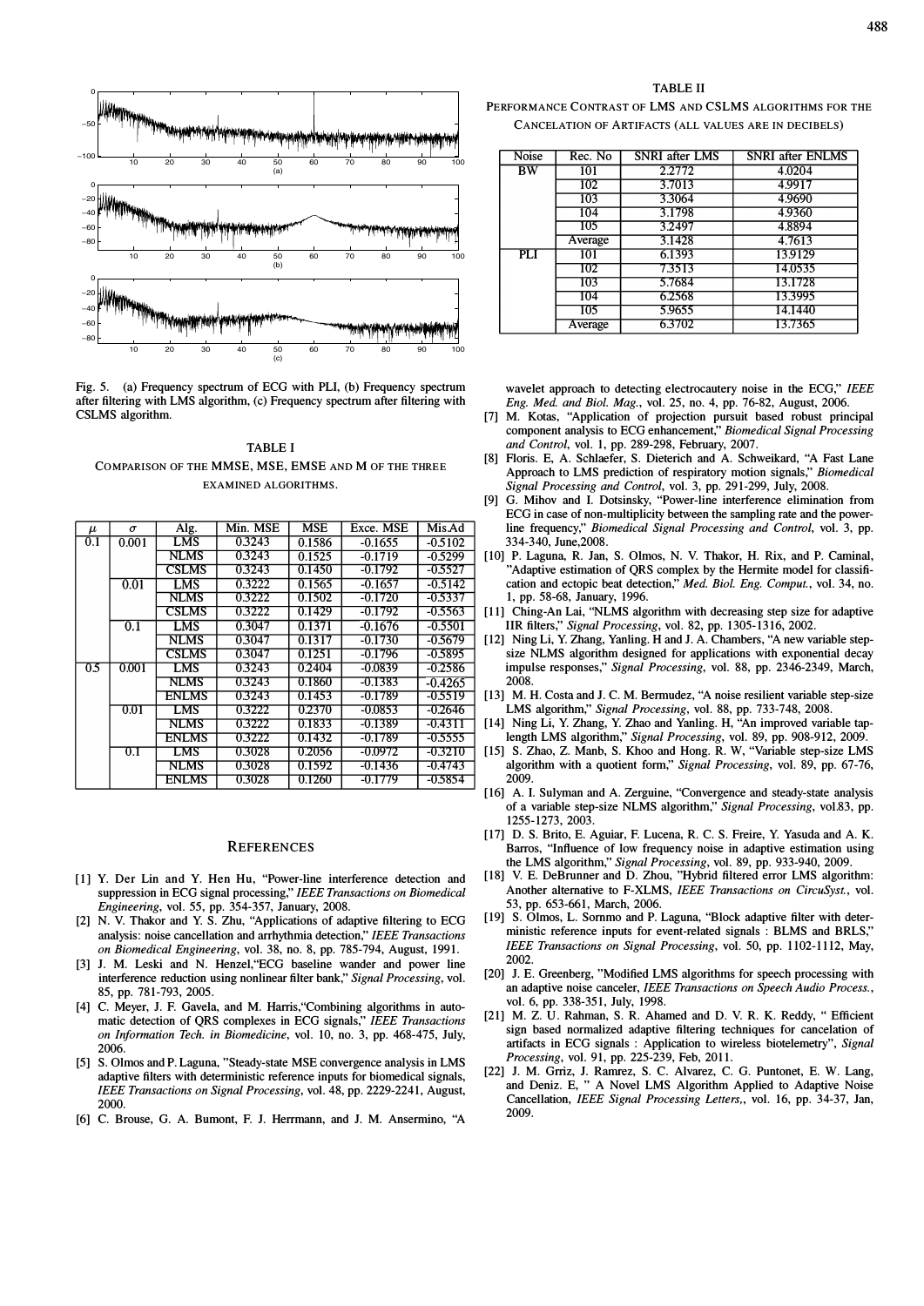0
−50
−100
10 20 30 40 50 60 70 80 90 100
(a)
0
−20
−40
−60
−80
10 20 30 40 50 60 70 80 90 100
(b)
0
−20
−40
−60
−80
10 20 30 40 50 60 70 80 90 100
(c)

Fig. 5. (a) Frequency spectrum of ECG with PLI, (b) Frequency spectrum after filtering with LMS algorithm, (c) Frequency spectrum after filtering with CSLMS algorithm.

TABLE I

COMPARISON OF THE MMSE, MSE, EMSE AND M OF THE THREE EXAMINED ALGORITHMS.

| $\mu$ | $\sigma$ | Alg. | Min. MSE | MSE | Exce. MSE | Mis.Ad |
|---|---|---|---|---|---|---|
| 0.1 | 0.001 | LMS | 0.3243 | 0.1586 | -0.1655 | -0.5102 |
| | | NLMS | 0.3243 | 0.1525 | -0.1719 | -0.5299 |
| | | CSLMS | 0.3243 | 0.1450 | -0.1792 | -0.5527 |
| | 0.01 | LMS | 0.3222 | 0.1565 | -0.1657 | -0.5142 |
| | | NLMS | 0.3222 | 0.1502 | -0.1720 | -0.5337 |
| | | CSLMS | 0.3222 | 0.1429 | -0.1792 | -0.5563 |
| | 0.1 | LMS | 0.3047 | 0.1371 | -0.1676 | -0.5501 |
| | | NLMS | 0.3047 | 0.1317 | -0.1730 | -0.5679 |
| | | CSLMS | 0.3047 | 0.1251 | -0.1796 | -0.5895 |
| 0.5 | 0.001 | LMS | 0.3243 | 0.2404 | -0.0839 | -0.2586 |
| | | NLMS | 0.3243 | 0.1860 | -0.1383 | -0.4265 |
| | | ENLMS | 0.3243 | 0.1453 | -0.1789 | -0.5519 |
| | 0.01 | LMS | 0.3222 | 0.2370 | -0.0853 | -0.2646 |
| | | NLMS | 0.3222 | 0.1833 | -0.1389 | -0.4311 |
| | | ENLMS | 0.3222 | 0.1432 | -0.1789 | -0.5555 |
| | 0.1 | LMS | 0.3028 | 0.2056 | -0.0972 | -0.3210 |
| | | NLMS | 0.3028 | 0.1592 | -0.1436 | -0.4743 |
| | | ENLMS | 0.3028 | 0.1260 | -0.1779 | -0.5854 |

TABLE II

PERFORMANCE CONTRAST OF LMS AND CSLMS ALGORITHMS FOR THE CANCELATION OF ARTIFACTS (ALL VALUES ARE IN DECIBELS)

| Noise | Rec. No | SNRI after LMS | SNRI after ENLMS |
|---|---|---|---|
| BW | 101 | 2.2772 | 4.0204 |
| | 102 | 3.7013 | 4.9917 |
| | 103 | 3.3064 | 4.9690 |
| | 104 | 3.1798 | 4.9360 |
| | 105 | 3.2497 | 4.8894 |
| | Average | 3.1428 | 4.7613 |
| PLI | 101 | 6.1393 | 13.9129 |
| | 102 | 7.3513 | 14.0535 |
| | 103 | 5.7684 | 13.1728 |
| | 104 | 6.2568 | 13.3995 |
| | 105 | 5.9655 | 14.1440 |
| | Average | 6.3702 | 13.7365 |

## REFERENCES

[1] Y. Der Lin and Y. Hen Hu, "Power-line interference detection and suppression in ECG signal processing," *IEEE Transactions on Biomedical Engineering*, vol. 55, pp. 354-357, January, 2008.

[2] N. V. Thakor and Y. S. Zhu, "Applications of adaptive filtering to ECG analysis: noise cancellation and arrhythmia detection," *IEEE Transactions on Biomedical Engineering*, vol. 38, no. 8, pp. 785-794, August, 1991.

[3] J. M. Leski and N. Henzel,"ECG baseline wander and power line interference reduction using nonlinear filter bank," *Signal Processing*, vol. 85, pp. 781-793, 2005.

[4] C. Meyer, J. F. Gavela, and M. Harris,"Combining algorithms in automatic detection of QRS complexes in ECG signals," *IEEE Transactions on Information Tech. in Biomedicine*, vol. 10, no. 3, pp. 468-475, July, 2006.

[5] S. Olmos and P. Laguna, "Steady-state MSE convergence analysis in LMS adaptive filters with deterministic reference inputs for biomedical signals, *IEEE Transactions on Signal Processing*, vol. 48, pp. 2229-2241, August, 2000.

[6] C. Brouse, G. A. Bumont, F. J. Herrmann, and J. M. Ansermino, "A wavelet approach to detecting electrocautery noise in the ECG," *IEEE Eng. Med. and Biol. Mag.*, vol. 25, no. 4, pp. 76-82, August, 2006.

[7] M. Kotas, "Application of projection pursuit based robust principal component analysis to ECG enhancement," *Biomedical Signal Processing and Control*, vol. 1, pp. 289-298, February, 2007.

[8] Floris. E, A. Schlaefer, S. Dieterich and A. Schweikard, "A Fast Lane Approach to LMS prediction of respiratory motion signals," *Biomedical Signal Processing and Control*, vol. 3, pp. 291-299, July, 2008.

[9] G. Mihov and I. Dotsinsky, "Power-line interference elimination from ECG in case of non-multiplicity between the sampling rate and the power-line frequency," *Biomedical Signal Processing and Control*, vol. 3, pp. 334-340, June,2008.

[10] P. Laguna, R. Jan, S. Olmos, N. V. Thakor, H. Rix, and P. Caminal, "Adaptive estimation of QRS complex by the Hermite model for classification and ectopic beat detection," *Med. Biol. Eng. Comput.*, vol. 34, no. 1, pp. 58-68, January, 1996.

[11] Ching-An Lai, "NLMS algorithm with decreasing step size for adaptive IIR filters," *Signal Processing*, vol. 82, pp. 1305-1316, 2002.

[12] Ning Li, Y. Zhang, Yanling. H and J. A. Chambers, "A new variable step-size NLMS algorithm designed for applications with exponential decay impulse responses," *Signal Processing*, vol. 88, pp. 2346-2349, March, 2008.

[13] M. H. Costa and J. C. M. Bermudez, "A noise resilient variable step-size LMS algorithm," *Signal Processing*, vol. 88, pp. 733-748, 2008.

[14] Ning Li, Y. Zhang, Y. Zhao and Yanling. H, "An improved variable tap-length LMS algorithm," *Signal Processing*, vol. 89, pp. 908-912, 2009.

[15] S. Zhao, Z. Manb, S. Khoo and Hong. R. W, "Variable step-size LMS algorithm with a quotient form," *Signal Processing*, vol. 89, pp. 67-76, 2009.

[16] A. I. Sulyman and A. Zerguine, "Convergence and steady-state analysis of a variable step-size NLMS algorithm," *Signal Processing*, vol.83, pp. 1255-1273, 2003.

[17] D. S. Brito, E. Aguiar, F. Lucena, R. C. S. Freire, Y. Yasuda and A. K. Barros, "Influence of low frequency noise in adaptive estimation using the LMS algorithm," *Signal Processing*, vol. 89, pp. 933-940, 2009.

[18] V. E. DeBrunner and D. Zhou, "Hybrid filtered error LMS algorithm: Another alternative to F-XLMS, *IEEE Transactions on CircuSyst.*, vol. 53, pp. 653-661, March, 2006.

[19] S. Olmos, L. Sornmo and P. Laguna, "Block adaptive filter with deterministic reference inputs for event-related signals : BLMS and BRLS," *IEEE Transactions on Signal Processing*, vol. 50, pp. 1102-1112, May, 2002.

[20] J. E. Greenberg, "Modified LMS algorithms for speech processing with an adaptive noise canceler, *IEEE Transactions on Speech Audio Process.*, vol. 6, pp. 338-351, July, 1998.

[21] M. Z. U. Rahman, S. R. Ahamed and D. V. R. K. Reddy, " Efficient sign based normalized adaptive filtering techniques for cancelation of artifacts in ECG signals : Application to wireless biotelemetry", *Signal Processing*, vol. 91, pp. 225-239, Feb, 2011.

[22] J. M. Grriz, J. Ramrez, S. C. Alvarez, C. G. Puntonet, E. W. Lang, and Deniz. E, " A Novel LMS Algorithm Applied to Adaptive Noise Cancellation, *IEEE Signal Processing Letters,*, vol. 16, pp. 34-37, Jan, 2009.